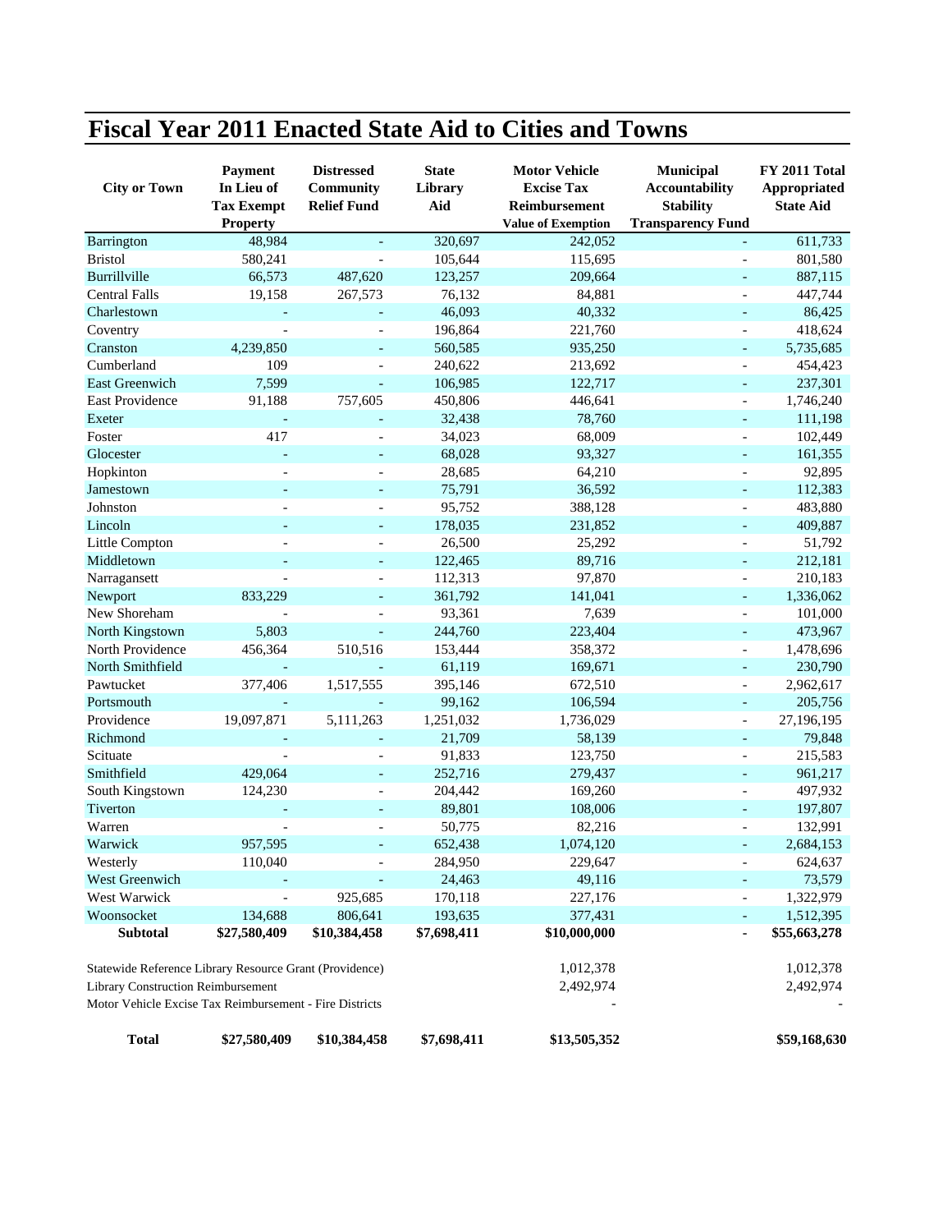# Fiscal Year 2011 Enacted State Aid to Cities and Towns

| City or Town | Payment In Lieu of Tax Exempt Property | Distressed Community Relief Fund | State Library Aid | Motor Vehicle Excise Tax Reimbursement Value of Exemption | Municipal Accountability Stability Transparency Fund | FY 2011 Total Appropriated State Aid |
|---|---|---|---|---|---|---|
| Barrington | 48,984 | - | 320,697 | 242,052 | - | 611,733 |
| Bristol | 580,241 | - | 105,644 | 115,695 | - | 801,580 |
| Burrillville | 66,573 | 487,620 | 123,257 | 209,664 | - | 887,115 |
| Central Falls | 19,158 | 267,573 | 76,132 | 84,881 | - | 447,744 |
| Charlestown | - | - | 46,093 | 40,332 | - | 86,425 |
| Coventry | - | - | 196,864 | 221,760 | - | 418,624 |
| Cranston | 4,239,850 | - | 560,585 | 935,250 | - | 5,735,685 |
| Cumberland | 109 | - | 240,622 | 213,692 | - | 454,423 |
| East Greenwich | 7,599 | - | 106,985 | 122,717 | - | 237,301 |
| East Providence | 91,188 | 757,605 | 450,806 | 446,641 | - | 1,746,240 |
| Exeter | - | - | 32,438 | 78,760 | - | 111,198 |
| Foster | 417 | - | 34,023 | 68,009 | - | 102,449 |
| Glocester | - | - | 68,028 | 93,327 | - | 161,355 |
| Hopkinton | - | - | 28,685 | 64,210 | - | 92,895 |
| Jamestown | - | - | 75,791 | 36,592 | - | 112,383 |
| Johnston | - | - | 95,752 | 388,128 | - | 483,880 |
| Lincoln | - | - | 178,035 | 231,852 | - | 409,887 |
| Little Compton | - | - | 26,500 | 25,292 | - | 51,792 |
| Middletown | - | - | 122,465 | 89,716 | - | 212,181 |
| Narragansett | - | - | 112,313 | 97,870 | - | 210,183 |
| Newport | 833,229 | - | 361,792 | 141,041 | - | 1,336,062 |
| New Shoreham | - | - | 93,361 | 7,639 | - | 101,000 |
| North Kingstown | 5,803 | - | 244,760 | 223,404 | - | 473,967 |
| North Providence | 456,364 | 510,516 | 153,444 | 358,372 | - | 1,478,696 |
| North Smithfield | - | - | 61,119 | 169,671 | - | 230,790 |
| Pawtucket | 377,406 | 1,517,555 | 395,146 | 672,510 | - | 2,962,617 |
| Portsmouth | - | - | 99,162 | 106,594 | - | 205,756 |
| Providence | 19,097,871 | 5,111,263 | 1,251,032 | 1,736,029 | - | 27,196,195 |
| Richmond | - | - | 21,709 | 58,139 | - | 79,848 |
| Scituate | - | - | 91,833 | 123,750 | - | 215,583 |
| Smithfield | 429,064 | - | 252,716 | 279,437 | - | 961,217 |
| South Kingstown | 124,230 | - | 204,442 | 169,260 | - | 497,932 |
| Tiverton | - | - | 89,801 | 108,006 | - | 197,807 |
| Warren | - | - | 50,775 | 82,216 | - | 132,991 |
| Warwick | 957,595 | - | 652,438 | 1,074,120 | - | 2,684,153 |
| Westerly | 110,040 | - | 284,950 | 229,647 | - | 624,637 |
| West Greenwich | - | - | 24,463 | 49,116 | - | 73,579 |
| West Warwick | - | 925,685 | 170,118 | 227,176 | - | 1,322,979 |
| Woonsocket | 134,688 | 806,641 | 193,635 | 377,431 | - | 1,512,395 |
| **Subtotal** | **$27,580,409** | **$10,384,458** | **$7,698,411** | **$10,000,000** | **-** | **$55,663,278** |
| Statewide Reference Library Resource Grant (Providence) | | | | 1,012,378 | | 1,012,378 |
| Library Construction Reimbursement | | | | 2,492,974 | | 2,492,974 |
| Motor Vehicle Excise Tax Reimbursement - Fire Districts | | | | - | | - |
| **Total** | **$27,580,409** | **$10,384,458** | **$7,698,411** | **$13,505,352** | | **$59,168,630** |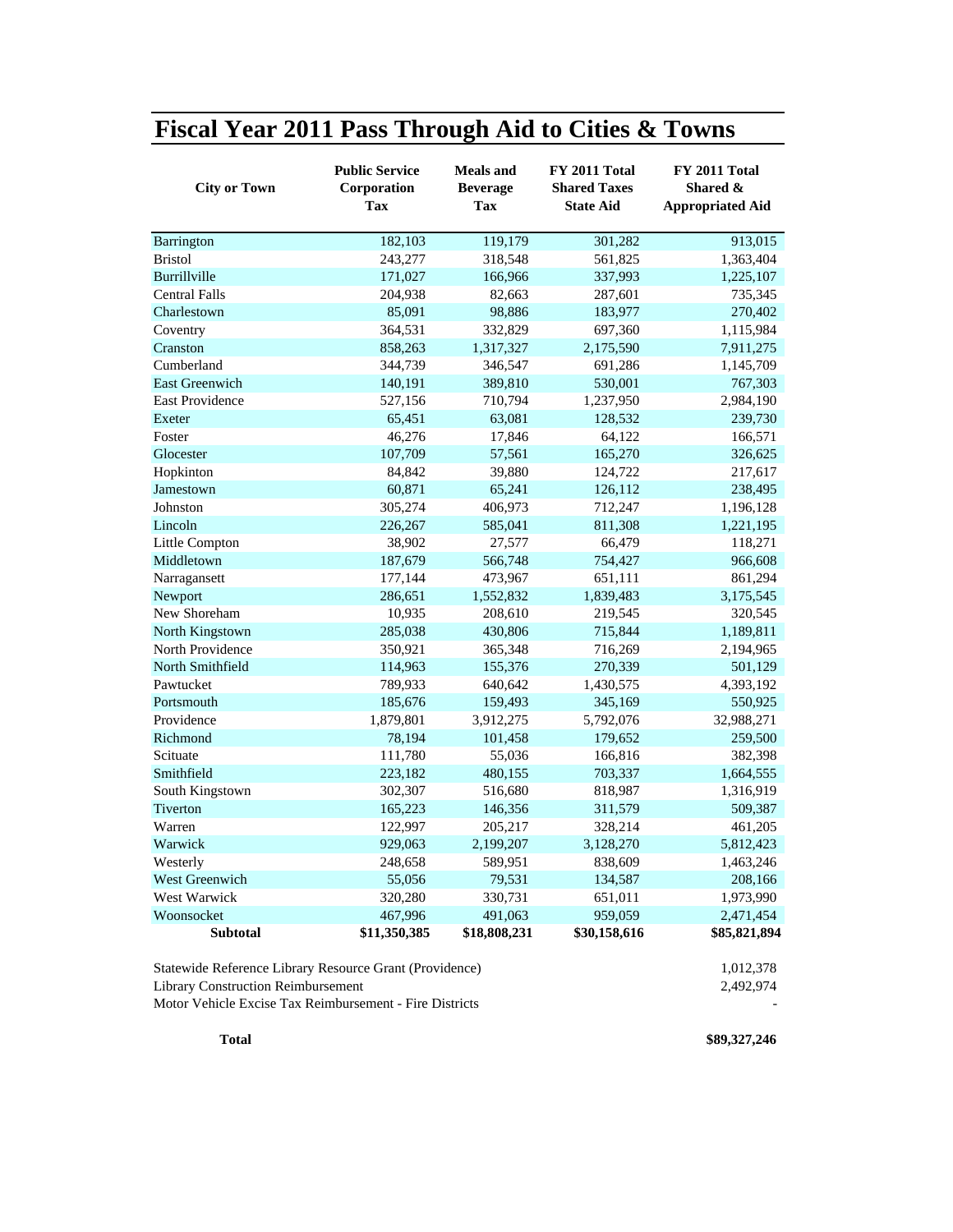# Fiscal Year 2011 Pass Through Aid to Cities & Towns

| City or Town | Public Service Corporation Tax | Meals and Beverage Tax | FY 2011 Total Shared Taxes State Aid | FY 2011 Total Shared & Appropriated Aid |
|---|---|---|---|---|
| Barrington | 182,103 | 119,179 | 301,282 | 913,015 |
| Bristol | 243,277 | 318,548 | 561,825 | 1,363,404 |
| Burrillville | 171,027 | 166,966 | 337,993 | 1,225,107 |
| Central Falls | 204,938 | 82,663 | 287,601 | 735,345 |
| Charlestown | 85,091 | 98,886 | 183,977 | 270,402 |
| Coventry | 364,531 | 332,829 | 697,360 | 1,115,984 |
| Cranston | 858,263 | 1,317,327 | 2,175,590 | 7,911,275 |
| Cumberland | 344,739 | 346,547 | 691,286 | 1,145,709 |
| East Greenwich | 140,191 | 389,810 | 530,001 | 767,303 |
| East Providence | 527,156 | 710,794 | 1,237,950 | 2,984,190 |
| Exeter | 65,451 | 63,081 | 128,532 | 239,730 |
| Foster | 46,276 | 17,846 | 64,122 | 166,571 |
| Glocester | 107,709 | 57,561 | 165,270 | 326,625 |
| Hopkinton | 84,842 | 39,880 | 124,722 | 217,617 |
| Jamestown | 60,871 | 65,241 | 126,112 | 238,495 |
| Johnston | 305,274 | 406,973 | 712,247 | 1,196,128 |
| Lincoln | 226,267 | 585,041 | 811,308 | 1,221,195 |
| Little Compton | 38,902 | 27,577 | 66,479 | 118,271 |
| Middletown | 187,679 | 566,748 | 754,427 | 966,608 |
| Narragansett | 177,144 | 473,967 | 651,111 | 861,294 |
| Newport | 286,651 | 1,552,832 | 1,839,483 | 3,175,545 |
| New Shoreham | 10,935 | 208,610 | 219,545 | 320,545 |
| North Kingstown | 285,038 | 430,806 | 715,844 | 1,189,811 |
| North Providence | 350,921 | 365,348 | 716,269 | 2,194,965 |
| North Smithfield | 114,963 | 155,376 | 270,339 | 501,129 |
| Pawtucket | 789,933 | 640,642 | 1,430,575 | 4,393,192 |
| Portsmouth | 185,676 | 159,493 | 345,169 | 550,925 |
| Providence | 1,879,801 | 3,912,275 | 5,792,076 | 32,988,271 |
| Richmond | 78,194 | 101,458 | 179,652 | 259,500 |
| Scituate | 111,780 | 55,036 | 166,816 | 382,398 |
| Smithfield | 223,182 | 480,155 | 703,337 | 1,664,555 |
| South Kingstown | 302,307 | 516,680 | 818,987 | 1,316,919 |
| Tiverton | 165,223 | 146,356 | 311,579 | 509,387 |
| Warren | 122,997 | 205,217 | 328,214 | 461,205 |
| Warwick | 929,063 | 2,199,207 | 3,128,270 | 5,812,423 |
| Westerly | 248,658 | 589,951 | 838,609 | 1,463,246 |
| West Greenwich | 55,056 | 79,531 | 134,587 | 208,166 |
| West Warwick | 320,280 | 330,731 | 651,011 | 1,973,990 |
| Woonsocket | 467,996 | 491,063 | 959,059 | 2,471,454 |
| **Subtotal** | **$11,350,385** | **$18,808,231** | **$30,158,616** | **$85,821,894** |
| Statewide Reference Library Resource Grant (Providence) | | | | 1,012,378 |
| Library Construction Reimbursement | | | | 2,492,974 |
| Motor Vehicle Excise Tax Reimbursement - Fire Districts | | | | - |
| **Total** | | | | **$89,327,246** |